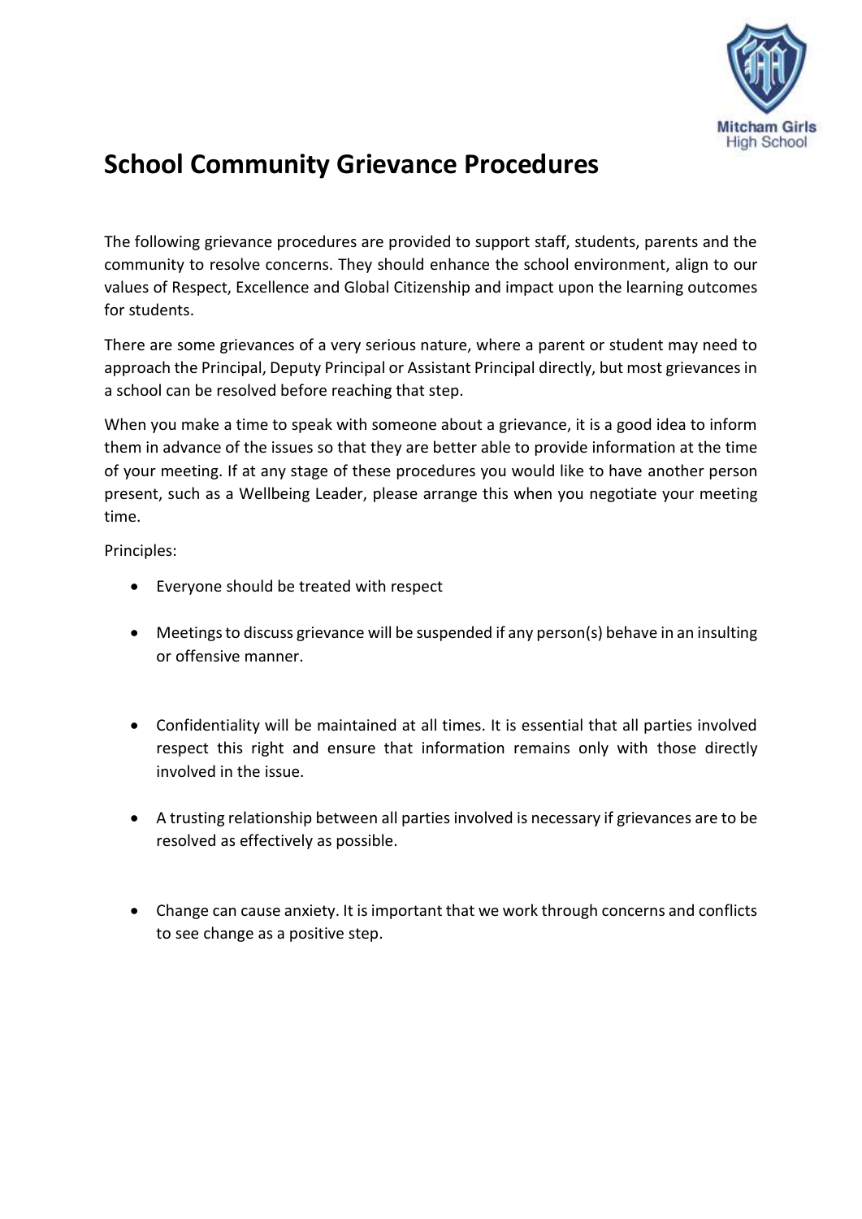# School Community Grievance Procedures

The following grievance procedures are provided to support staff, students, parents and the community to resolve concerns. They should enhance the school environment, align to our values of Respect, Excellence and Global Citizenship and impact upon the learning outcomes for students.

There are some grievances of a very serious nature, where a parent or student may need to approach the Principal, Deputy Principal or Assistant Principal directly, but most grievances in a school can be resolved before reaching that step.

When you make a time to speak with someone about a grievance, it is a good idea to inform them in advance of the issues so that they are better able to provide information at the time of your meeting. If at any stage of these procedures you would like to have another person present, such as a Wellbeing Leader, please arrange this when you negotiate your meeting time.

Principles:

- Everyone should be treated with respect
- Meetings to discuss grievance will be suspended if any person(s) behave in an insulting or offensive manner.
- Confidentiality will be maintained at all times. It is essential that all parties involved respect this right and ensure that information remains only with those directly involved in the issue.
- A trusting relationship between all parties involved is necessary if grievances are to be resolved as effectively as possible.
- Change can cause anxiety. It is important that we work through concerns and conflicts to see change as a positive step.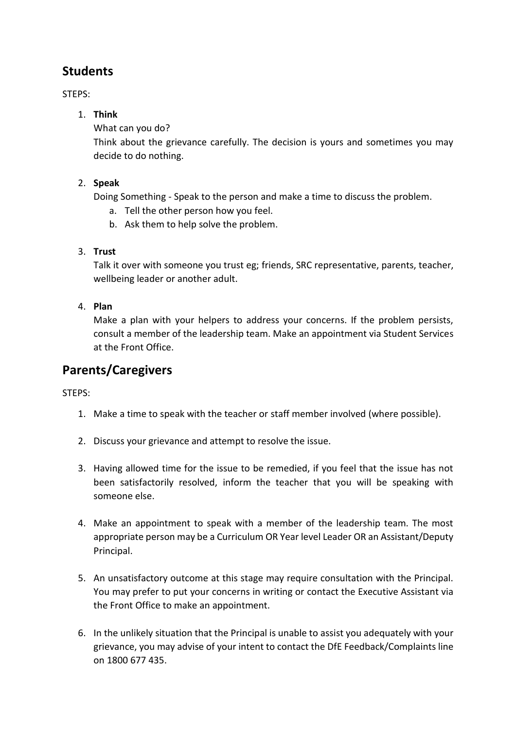## Students

STEPS:

1. **Think**

   What can you do?

   Think about the grievance carefully. The decision is yours and sometimes you may decide to do nothing.

2. **Speak**

   Doing Something - Speak to the person and make a time to discuss the problem.

   a. Tell the other person how you feel.
   b. Ask them to help solve the problem.

3. **Trust**

   Talk it over with someone you trust eg; friends, SRC representative, parents, teacher, wellbeing leader or another adult.

4. **Plan**

   Make a plan with your helpers to address your concerns. If the problem persists, consult a member of the leadership team. Make an appointment via Student Services at the Front Office.

## Parents/Caregivers

STEPS:

1. Make a time to speak with the teacher or staff member involved (where possible).

2. Discuss your grievance and attempt to resolve the issue.

3. Having allowed time for the issue to be remedied, if you feel that the issue has not been satisfactorily resolved, inform the teacher that you will be speaking with someone else.

4. Make an appointment to speak with a member of the leadership team. The most appropriate person may be a Curriculum OR Year level Leader OR an Assistant/Deputy Principal.

5. An unsatisfactory outcome at this stage may require consultation with the Principal. You may prefer to put your concerns in writing or contact the Executive Assistant via the Front Office to make an appointment.

6. In the unlikely situation that the Principal is unable to assist you adequately with your grievance, you may advise of your intent to contact the DfE Feedback/Complaints line on 1800 677 435.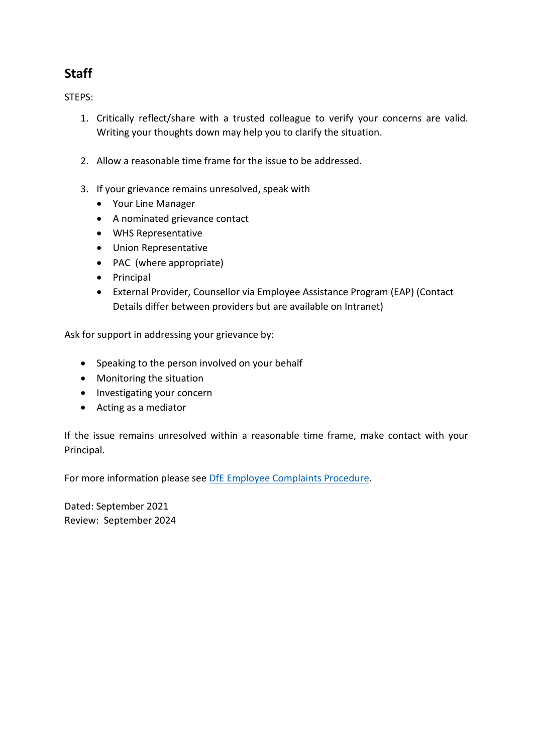## Staff

STEPS:

1. Critically reflect/share with a trusted colleague to verify your concerns are valid. Writing your thoughts down may help you to clarify the situation.

2. Allow a reasonable time frame for the issue to be addressed.

3. If your grievance remains unresolved, speak with
   - Your Line Manager
   - A nominated grievance contact
   - WHS Representative
   - Union Representative
   - PAC (where appropriate)
   - Principal
   - External Provider, Counsellor via Employee Assistance Program (EAP) (Contact Details differ between providers but are available on Intranet)

Ask for support in addressing your grievance by:

- Speaking to the person involved on your behalf
- Monitoring the situation
- Investigating your concern
- Acting as a mediator

If the issue remains unresolved within a reasonable time frame, make contact with your Principal.

For more information please see DfE Employee Complaints Procedure.

Dated: September 2021
Review: September 2024